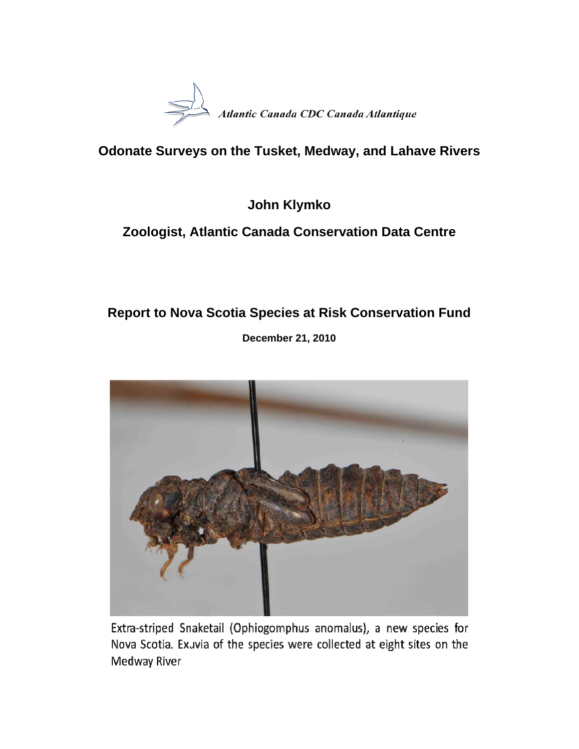Atlantic Canada CDC Canada Atlantique

# Odonate Surveys on the Tusket, Medway, and Lahave Rivers

**John Klymko**

**Zoologist, Atlantic Canada Conservation Data Centre**

**Report to Nova Scotia Species at Risk Conservation Fund**

**December 21, 2010**

Extra-striped Snaketail (Ophiogomphus anomalus), a new species for Nova Scotia. Exuvia of the species were collected at eight sites on the Medway River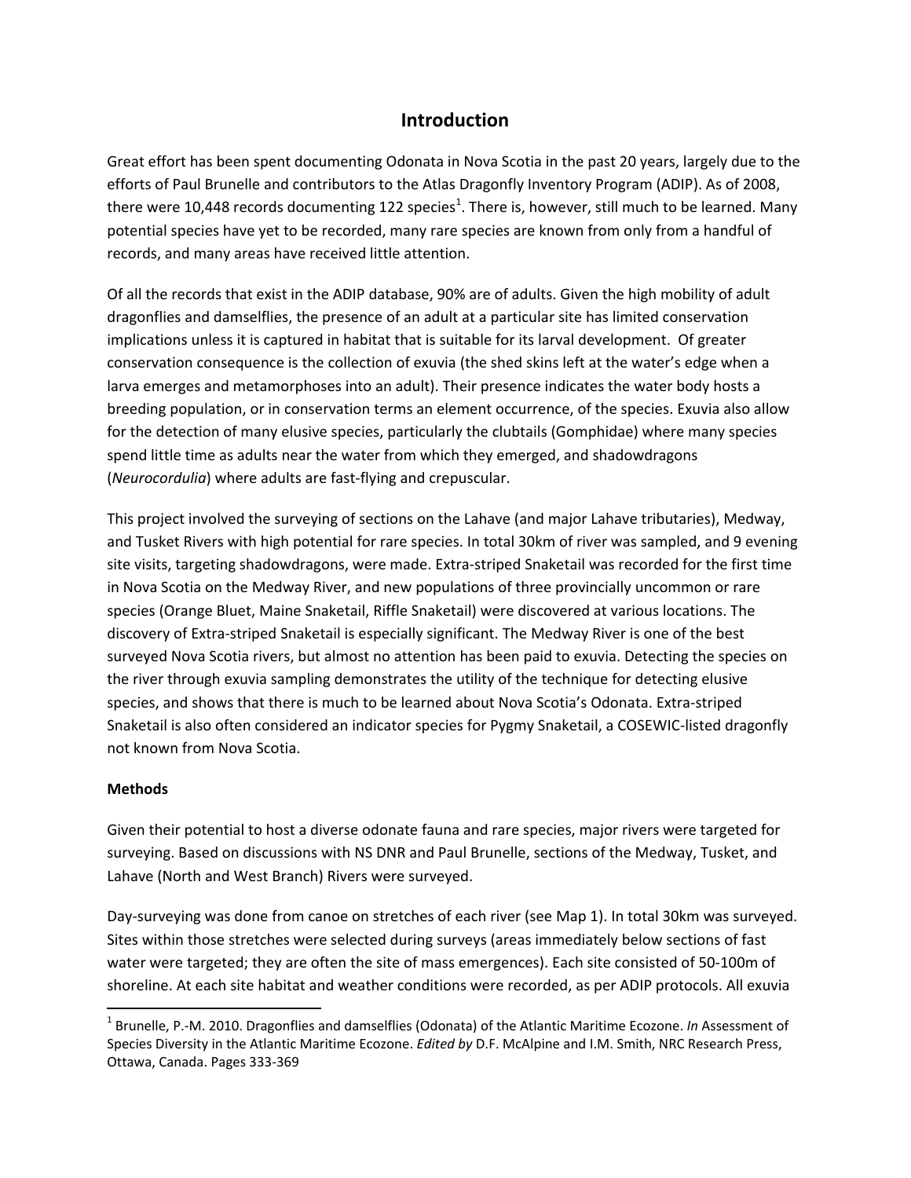# Introduction

Great effort has been spent documenting Odonata in Nova Scotia in the past 20 years, largely due to the efforts of Paul Brunelle and contributors to the Atlas Dragonfly Inventory Program (ADIP). As of 2008, there were 10,448 records documenting 122 species[1]. There is, however, still much to be learned. Many potential species have yet to be recorded, many rare species are known from only from a handful of records, and many areas have received little attention.

Of all the records that exist in the ADIP database, 90% are of adults. Given the high mobility of adult dragonflies and damselflies, the presence of an adult at a particular site has limited conservation implications unless it is captured in habitat that is suitable for its larval development. Of greater conservation consequence is the collection of exuvia (the shed skins left at the water's edge when a larva emerges and metamorphoses into an adult). Their presence indicates the water body hosts a breeding population, or in conservation terms an element occurrence, of the species. Exuvia also allow for the detection of many elusive species, particularly the clubtails (Gomphidae) where many species spend little time as adults near the water from which they emerged, and shadowdragons (*Neurocordulia*) where adults are fast-flying and crepuscular.

This project involved the surveying of sections on the Lahave (and major Lahave tributaries), Medway, and Tusket Rivers with high potential for rare species. In total 30km of river was sampled, and 9 evening site visits, targeting shadowdragons, were made. Extra-striped Snaketail was recorded for the first time in Nova Scotia on the Medway River, and new populations of three provincially uncommon or rare species (Orange Bluet, Maine Snaketail, Riffle Snaketail) were discovered at various locations. The discovery of Extra-striped Snaketail is especially significant. The Medway River is one of the best surveyed Nova Scotia rivers, but almost no attention has been paid to exuvia. Detecting the species on the river through exuvia sampling demonstrates the utility of the technique for detecting elusive species, and shows that there is much to be learned about Nova Scotia's Odonata. Extra-striped Snaketail is also often considered an indicator species for Pygmy Snaketail, a COSEWIC-listed dragonfly not known from Nova Scotia.

**Methods**

Given their potential to host a diverse odonate fauna and rare species, major rivers were targeted for surveying. Based on discussions with NS DNR and Paul Brunelle, sections of the Medway, Tusket, and Lahave (North and West Branch) Rivers were surveyed.

Day-surveying was done from canoe on stretches of each river (see Map 1). In total 30km was surveyed. Sites within those stretches were selected during surveys (areas immediately below sections of fast water were targeted; they are often the site of mass emergences). Each site consisted of 50-100m of shoreline. At each site habitat and weather conditions were recorded, as per ADIP protocols. All exuvia

[1] Brunelle, P.-M. 2010. Dragonflies and damselflies (Odonata) of the Atlantic Maritime Ecozone. *In* Assessment of Species Diversity in the Atlantic Maritime Ecozone. *Edited by* D.F. McAlpine and I.M. Smith, NRC Research Press, Ottawa, Canada. Pages 333-369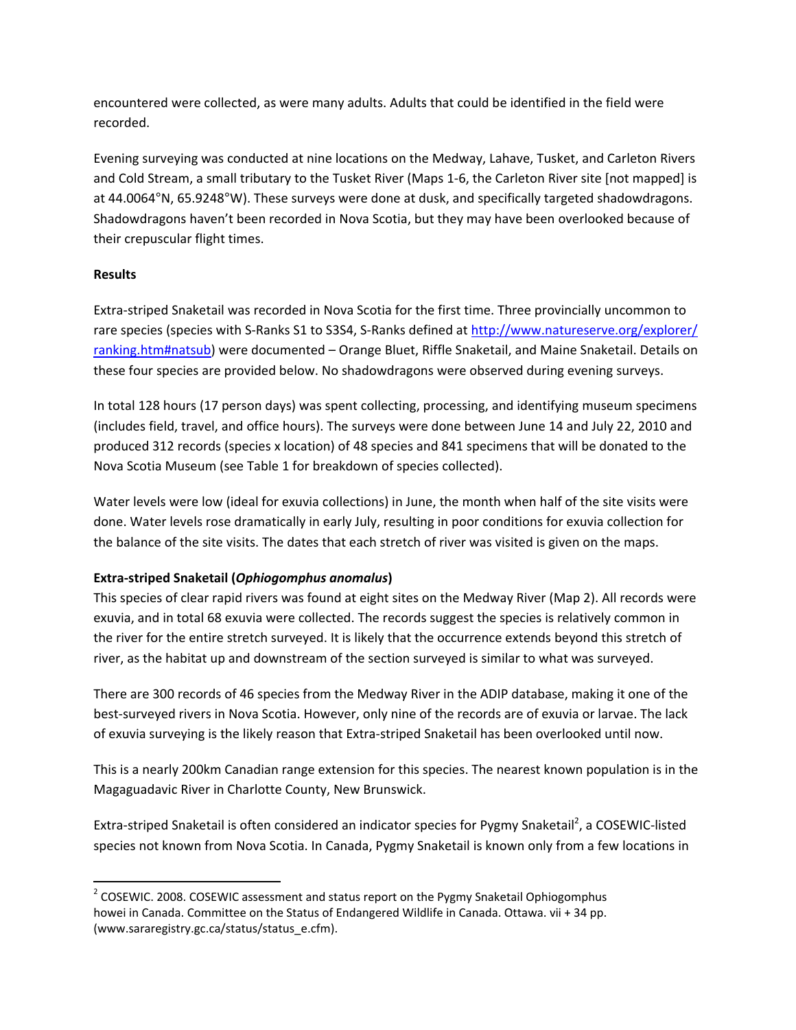encountered were collected, as were many adults. Adults that could be identified in the field were recorded.

Evening surveying was conducted at nine locations on the Medway, Lahave, Tusket, and Carleton Rivers and Cold Stream, a small tributary to the Tusket River (Maps 1-6, the Carleton River site [not mapped] is at 44.0064°N, 65.9248°W). These surveys were done at dusk, and specifically targeted shadowdragons. Shadowdragons haven't been recorded in Nova Scotia, but they may have been overlooked because of their crepuscular flight times.

**Results**

Extra-striped Snaketail was recorded in Nova Scotia for the first time. Three provincially uncommon to rare species (species with S-Ranks S1 to S3S4, S-Ranks defined at http://www.natureserve.org/explorer/ranking.htm#natsub) were documented – Orange Bluet, Riffle Snaketail, and Maine Snaketail. Details on these four species are provided below. No shadowdragons were observed during evening surveys.

In total 128 hours (17 person days) was spent collecting, processing, and identifying museum specimens (includes field, travel, and office hours). The surveys were done between June 14 and July 22, 2010 and produced 312 records (species x location) of 48 species and 841 specimens that will be donated to the Nova Scotia Museum (see Table 1 for breakdown of species collected).

Water levels were low (ideal for exuvia collections) in June, the month when half of the site visits were done. Water levels rose dramatically in early July, resulting in poor conditions for exuvia collection for the balance of the site visits. The dates that each stretch of river was visited is given on the maps.

**Extra-striped Snaketail (*Ophiogomphus anomalus*)**

This species of clear rapid rivers was found at eight sites on the Medway River (Map 2). All records were exuvia, and in total 68 exuvia were collected. The records suggest the species is relatively common in the river for the entire stretch surveyed. It is likely that the occurrence extends beyond this stretch of river, as the habitat up and downstream of the section surveyed is similar to what was surveyed.

There are 300 records of 46 species from the Medway River in the ADIP database, making it one of the best-surveyed rivers in Nova Scotia. However, only nine of the records are of exuvia or larvae. The lack of exuvia surveying is the likely reason that Extra-striped Snaketail has been overlooked until now.

This is a nearly 200km Canadian range extension for this species. The nearest known population is in the Magaguadavic River in Charlotte County, New Brunswick.

Extra-striped Snaketail is often considered an indicator species for Pygmy Snaketail[2], a COSEWIC-listed species not known from Nova Scotia. In Canada, Pygmy Snaketail is known only from a few locations in

[2] COSEWIC. 2008. COSEWIC assessment and status report on the Pygmy Snaketail Ophiogomphus howei in Canada. Committee on the Status of Endangered Wildlife in Canada. Ottawa. vii + 34 pp. (www.sararegistry.gc.ca/status/status_e.cfm).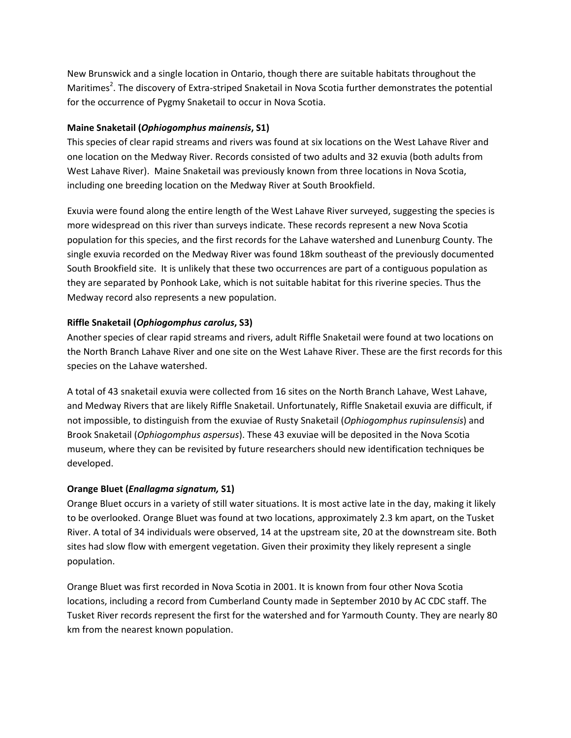New Brunswick and a single location in Ontario, though there are suitable habitats throughout the Maritimes[2]. The discovery of Extra-striped Snaketail in Nova Scotia further demonstrates the potential for the occurrence of Pygmy Snaketail to occur in Nova Scotia.

**Maine Snaketail (*Ophiogomphus mainensis*, S1)**
This species of clear rapid streams and rivers was found at six locations on the West Lahave River and one location on the Medway River. Records consisted of two adults and 32 exuvia (both adults from West Lahave River). Maine Snaketail was previously known from three locations in Nova Scotia, including one breeding location on the Medway River at South Brookfield.

Exuvia were found along the entire length of the West Lahave River surveyed, suggesting the species is more widespread on this river than surveys indicate. These records represent a new Nova Scotia population for this species, and the first records for the Lahave watershed and Lunenburg County. The single exuvia recorded on the Medway River was found 18km southeast of the previously documented South Brookfield site. It is unlikely that these two occurrences are part of a contiguous population as they are separated by Ponhook Lake, which is not suitable habitat for this riverine species. Thus the Medway record also represents a new population.

**Riffle Snaketail (*Ophiogomphus carolus*, S3)**
Another species of clear rapid streams and rivers, adult Riffle Snaketail were found at two locations on the North Branch Lahave River and one site on the West Lahave River. These are the first records for this species on the Lahave watershed.

A total of 43 snaketail exuvia were collected from 16 sites on the North Branch Lahave, West Lahave, and Medway Rivers that are likely Riffle Snaketail. Unfortunately, Riffle Snaketail exuvia are difficult, if not impossible, to distinguish from the exuviae of Rusty Snaketail (*Ophiogomphus rupinsulensis*) and Brook Snaketail (*Ophiogomphus aspersus*). These 43 exuviae will be deposited in the Nova Scotia museum, where they can be revisited by future researchers should new identification techniques be developed.

**Orange Bluet (*Enallagma signatum,* S1)**
Orange Bluet occurs in a variety of still water situations. It is most active late in the day, making it likely to be overlooked. Orange Bluet was found at two locations, approximately 2.3 km apart, on the Tusket River. A total of 34 individuals were observed, 14 at the upstream site, 20 at the downstream site. Both sites had slow flow with emergent vegetation. Given their proximity they likely represent a single population.

Orange Bluet was first recorded in Nova Scotia in 2001. It is known from four other Nova Scotia locations, including a record from Cumberland County made in September 2010 by AC CDC staff. The Tusket River records represent the first for the watershed and for Yarmouth County. They are nearly 80 km from the nearest known population.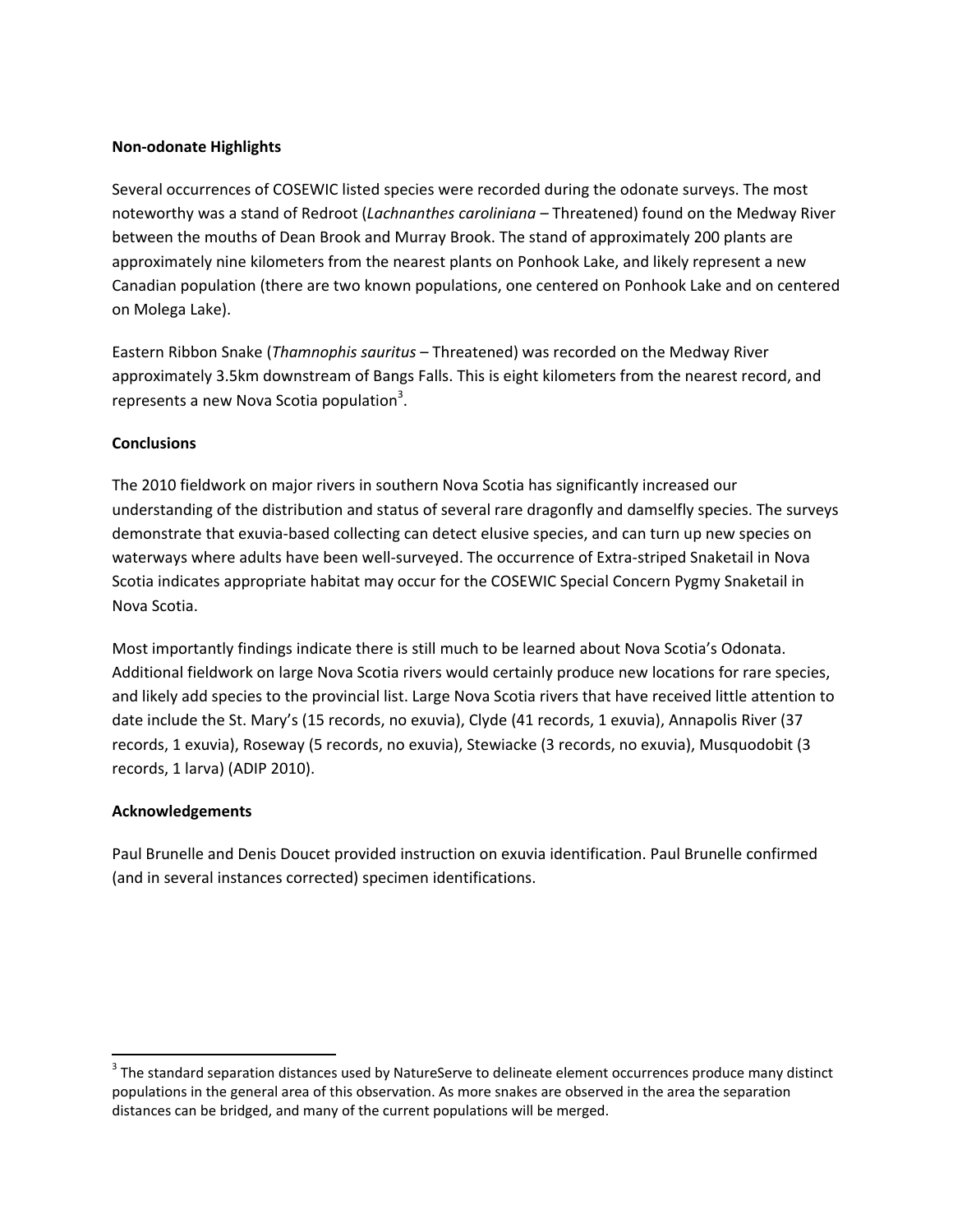**Non-odonate Highlights**

Several occurrences of COSEWIC listed species were recorded during the odonate surveys. The most noteworthy was a stand of Redroot (*Lachnanthes caroliniana* – Threatened) found on the Medway River between the mouths of Dean Brook and Murray Brook. The stand of approximately 200 plants are approximately nine kilometers from the nearest plants on Ponhook Lake, and likely represent a new Canadian population (there are two known populations, one centered on Ponhook Lake and on centered on Molega Lake).

Eastern Ribbon Snake (*Thamnophis sauritus* – Threatened) was recorded on the Medway River approximately 3.5km downstream of Bangs Falls. This is eight kilometers from the nearest record, and represents a new Nova Scotia population[3].

**Conclusions**

The 2010 fieldwork on major rivers in southern Nova Scotia has significantly increased our understanding of the distribution and status of several rare dragonfly and damselfly species. The surveys demonstrate that exuvia-based collecting can detect elusive species, and can turn up new species on waterways where adults have been well-surveyed. The occurrence of Extra-striped Snaketail in Nova Scotia indicates appropriate habitat may occur for the COSEWIC Special Concern Pygmy Snaketail in Nova Scotia.

Most importantly findings indicate there is still much to be learned about Nova Scotia's Odonata. Additional fieldwork on large Nova Scotia rivers would certainly produce new locations for rare species, and likely add species to the provincial list. Large Nova Scotia rivers that have received little attention to date include the St. Mary's (15 records, no exuvia), Clyde (41 records, 1 exuvia), Annapolis River (37 records, 1 exuvia), Roseway (5 records, no exuvia), Stewiacke (3 records, no exuvia), Musquodobit (3 records, 1 larva) (ADIP 2010).

**Acknowledgements**

Paul Brunelle and Denis Doucet provided instruction on exuvia identification. Paul Brunelle confirmed (and in several instances corrected) specimen identifications.

---

[3] The standard separation distances used by NatureServe to delineate element occurrences produce many distinct populations in the general area of this observation. As more snakes are observed in the area the separation distances can be bridged, and many of the current populations will be merged.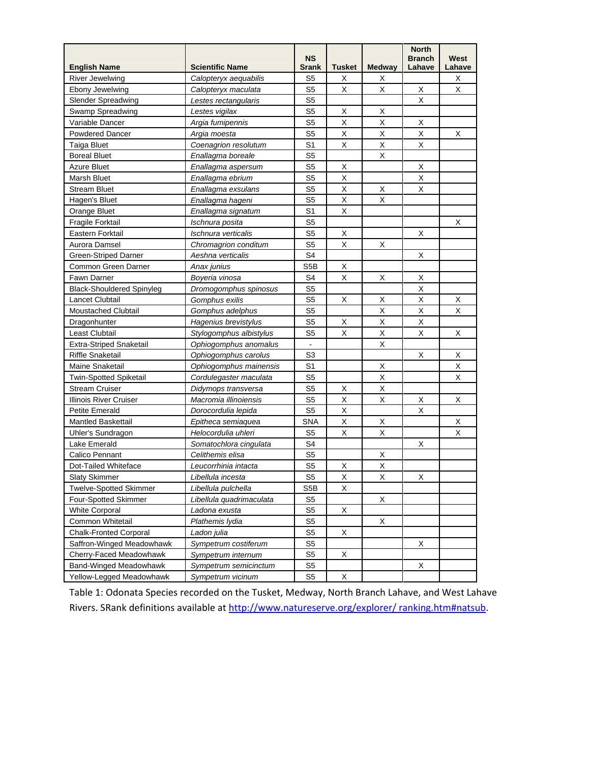| English Name | Scientific Name | NS Srank | Tusket | Medway | North Branch Lahave | West Lahave |
|---|---|---|---|---|---|---|
| River Jewelwing | *Calopteryx aequabilis* | S5 | X | X | | X |
| Ebony Jewelwing | *Calopteryx maculata* | S5 | X | X | X | X |
| Slender Spreadwing | *Lestes rectangularis* | S5 | | | X | |
| Swamp Spreadwing | *Lestes vigilax* | S5 | X | X | | |
| Variable Dancer | *Argia fumipennis* | S5 | X | X | X | |
| Powdered Dancer | *Argia moesta* | S5 | X | X | X | X |
| Taiga Bluet | *Coenagrion resolutum* | S1 | X | X | X | |
| Boreal Bluet | *Enallagma boreale* | S5 | | X | | |
| Azure Bluet | *Enallagma aspersum* | S5 | X | | X | |
| Marsh Bluet | *Enallagma ebrium* | S5 | X | | X | |
| Stream Bluet | *Enallagma exsulans* | S5 | X | X | X | |
| Hagen's Bluet | *Enallagma hageni* | S5 | X | X | | |
| Orange Bluet | *Enallagma signatum* | S1 | X | | | |
| Fragile Forktail | *Ischnura posita* | S5 | | | | X |
| Eastern Forktail | *Ischnura verticalis* | S5 | X | | X | |
| Aurora Damsel | *Chromagrion conditum* | S5 | X | X | | |
| Green-Striped Darner | *Aeshna verticalis* | S4 | | | X | |
| Common Green Darner | *Anax junius* | S5B | X | | | |
| Fawn Darner | *Boyeria vinosa* | S4 | X | X | X | |
| Black-Shouldered Spinyleg | *Dromogomphus spinosus* | S5 | | | X | |
| Lancet Clubtail | *Gomphus exilis* | S5 | X | X | X | X |
| Moustached Clubtail | *Gomphus adelphus* | S5 | | X | X | X |
| Dragonhunter | *Hagenius brevistylus* | S5 | X | X | X | |
| Least Clubtail | *Stylogomphus albistylus* | S5 | X | X | X | X |
| Extra-Striped Snaketail | *Ophiogomphus anomalus* | - | | X | | |
| Riffle Snaketail | *Ophiogomphus carolus* | S3 | | | X | X |
| Maine Snaketail | *Ophiogomphus mainensis* | S1 | | X | | X |
| Twin-Spotted Spiketail | *Cordulegaster maculata* | S5 | | X | | X |
| Stream Cruiser | *Didymops transversa* | S5 | X | X | | |
| Illinois River Cruiser | *Macromia illinoiensis* | S5 | X | X | X | X |
| Petite Emerald | *Dorocordulia lepida* | S5 | X | | X | |
| Mantled Baskettail | *Epitheca semiaquea* | SNA | X | X | | X |
| Uhler's Sundragon | *Helocordulia uhleri* | S5 | X | X | | X |
| Lake Emerald | *Somatochlora cingulata* | S4 | | | X | |
| Calico Pennant | *Celithemis elisa* | S5 | | X | | |
| Dot-Tailed Whiteface | *Leucorrhinia intacta* | S5 | X | X | | |
| Slaty Skimmer | *Libellula incesta* | S5 | X | X | X | |
| Twelve-Spotted Skimmer | *Libellula pulchella* | S5B | X | | | |
| Four-Spotted Skimmer | *Libellula quadrimaculata* | S5 | | X | | |
| White Corporal | *Ladona exusta* | S5 | X | | | |
| Common Whitetail | *Plathemis lydia* | S5 | | X | | |
| Chalk-Fronted Corporal | *Ladon julia* | S5 | X | | | |
| Saffron-Winged Meadowhawk | *Sympetrum costiferum* | S5 | | | X | |
| Cherry-Faced Meadowhawk | *Sympetrum internum* | S5 | X | | | |
| Band-Winged Meadowhawk | *Sympetrum semicinctum* | S5 | | | X | |
| Yellow-Legged Meadowhawk | *Sympetrum vicinum* | S5 | X | | | |

Table 1: Odonata Species recorded on the Tusket, Medway, North Branch Lahave, and West Lahave Rivers. SRank definitions available at http://www.natureserve.org/explorer/ ranking.htm#natsub.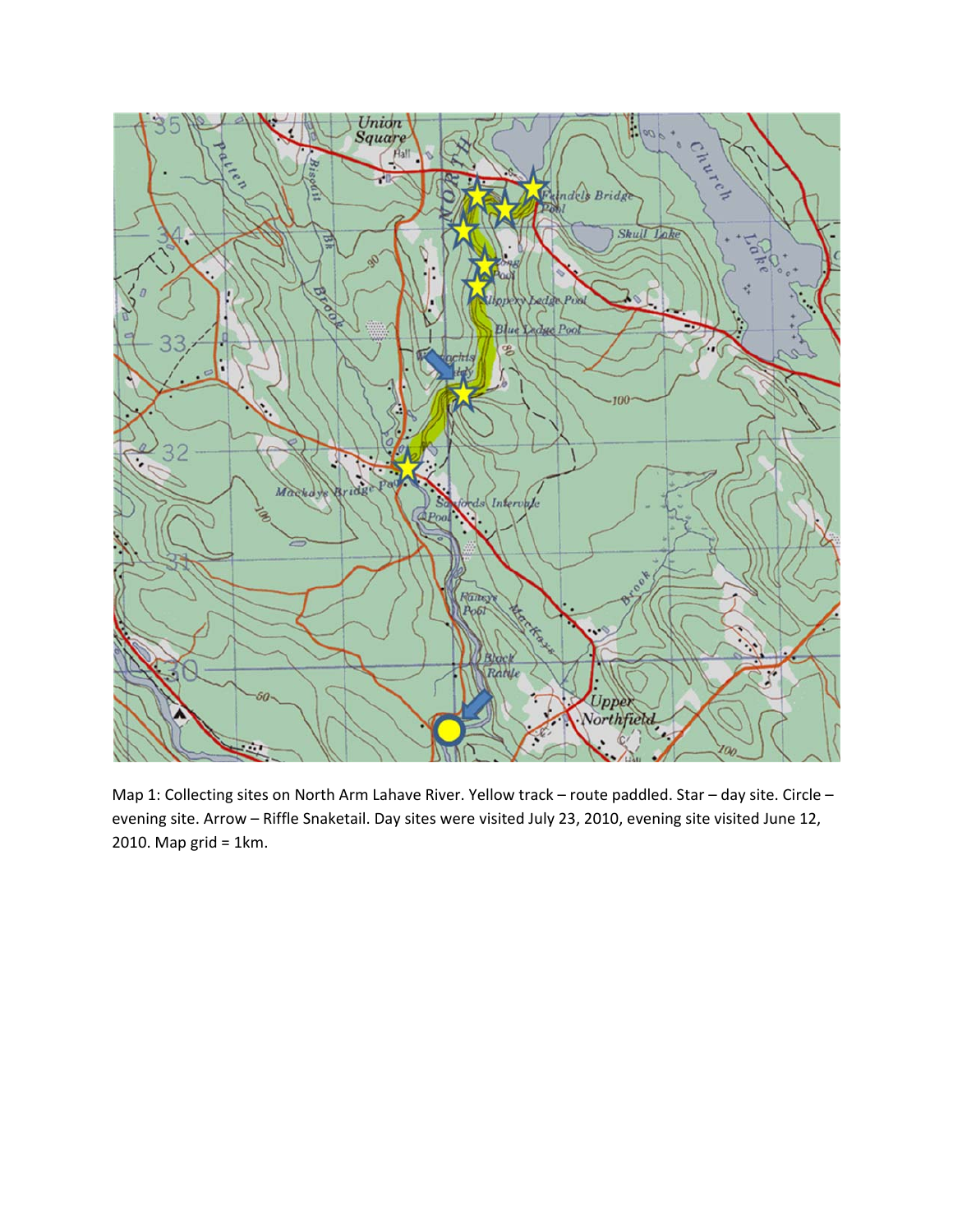Map 1: Collecting sites on North Arm Lahave River. Yellow track – route paddled. Star – day site. Circle – evening site. Arrow – Riffle Snaketail. Day sites were visited July 23, 2010, evening site visited June 12, 2010. Map grid = 1km.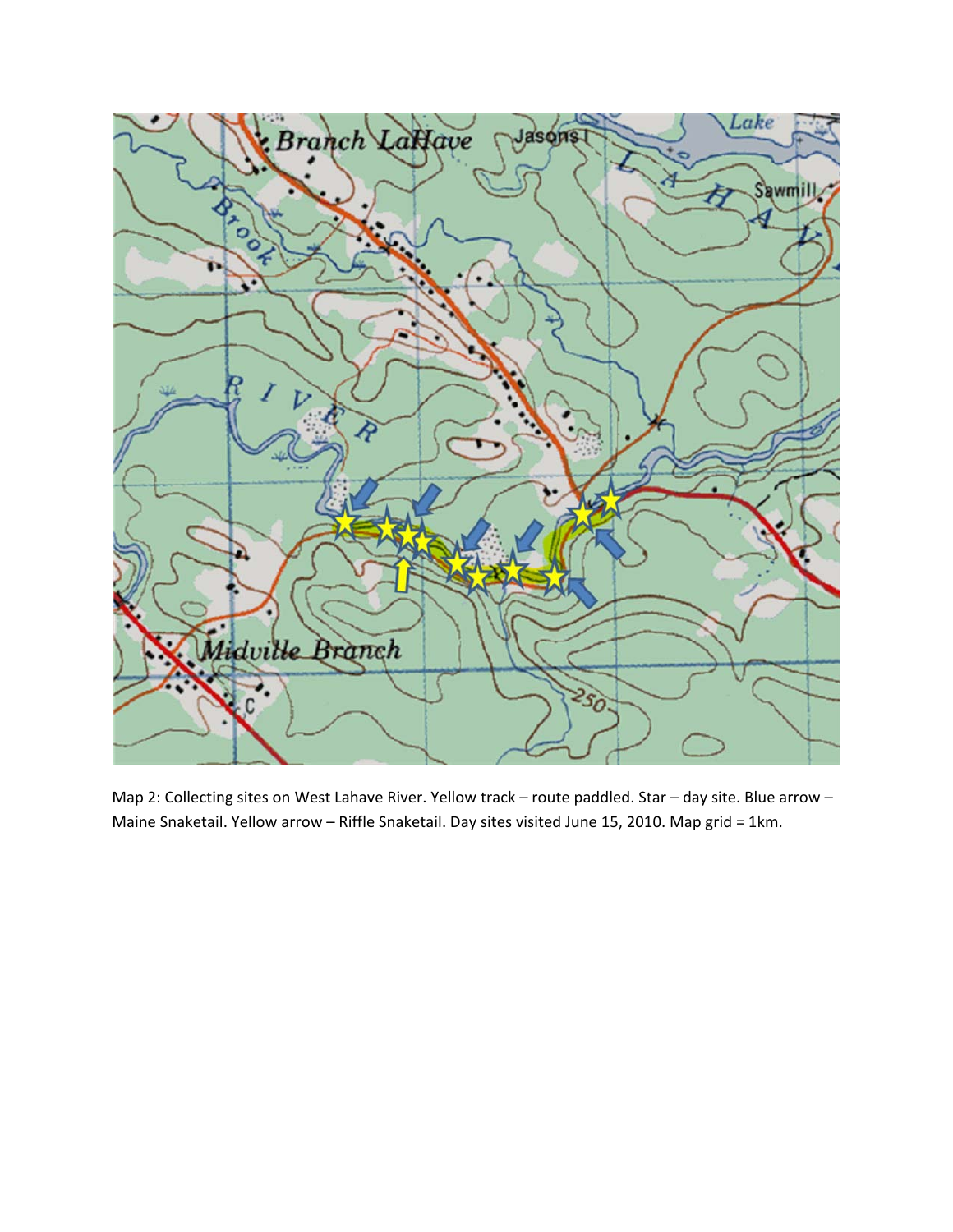Map 2: Collecting sites on West Lahave River. Yellow track – route paddled. Star – day site. Blue arrow – Maine Snaketail. Yellow arrow – Riffle Snaketail. Day sites visited June 15, 2010. Map grid = 1km.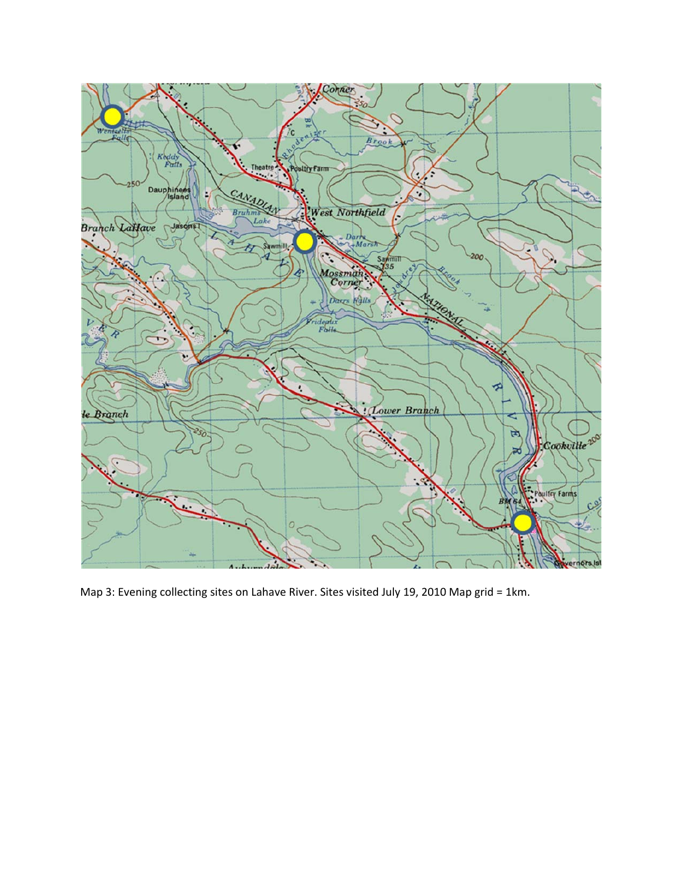Map 3: Evening collecting sites on Lahave River. Sites visited July 19, 2010 Map grid = 1km.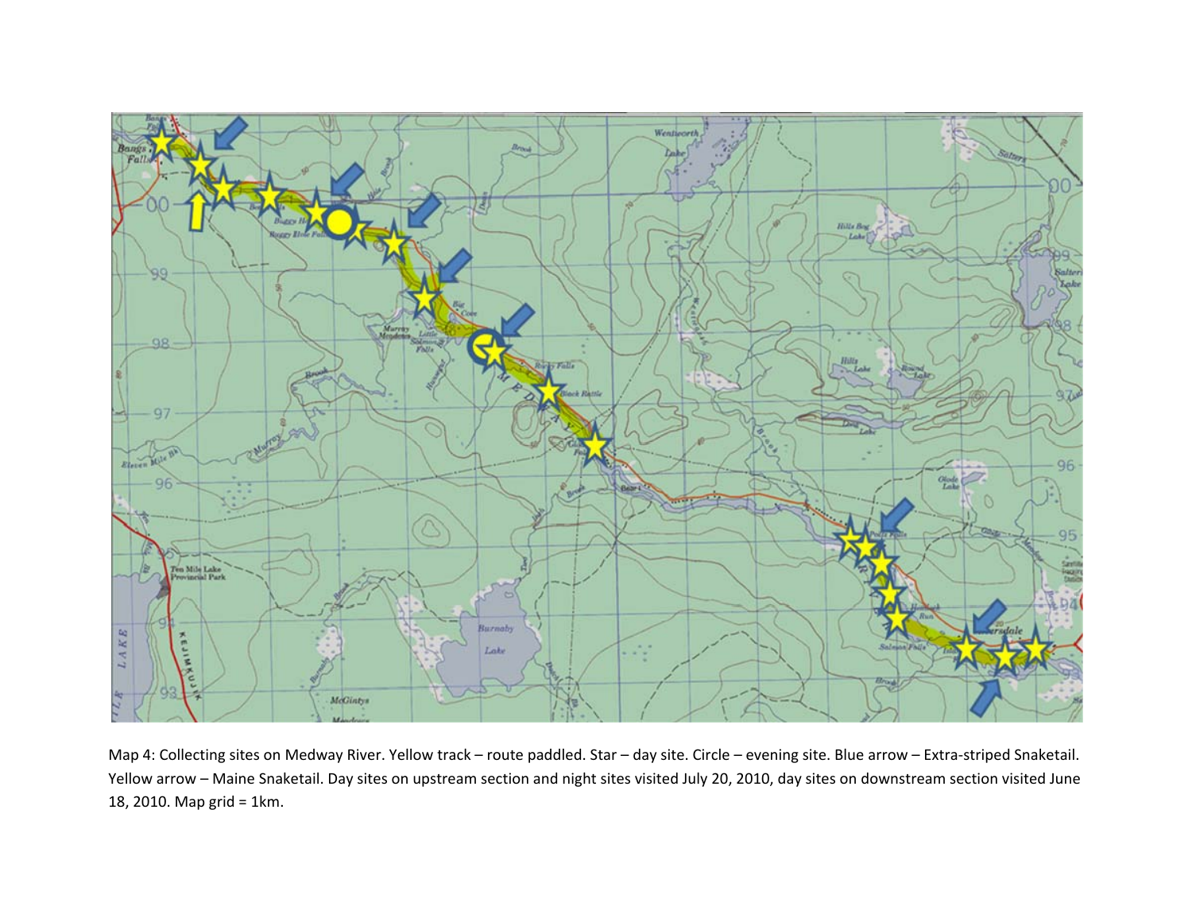Map 4: Collecting sites on Medway River. Yellow track – route paddled. Star – day site. Circle – evening site. Blue arrow – Extra-striped Snaketail. Yellow arrow – Maine Snaketail. Day sites on upstream section and night sites visited July 20, 2010, day sites on downstream section visited June 18, 2010. Map grid = 1km.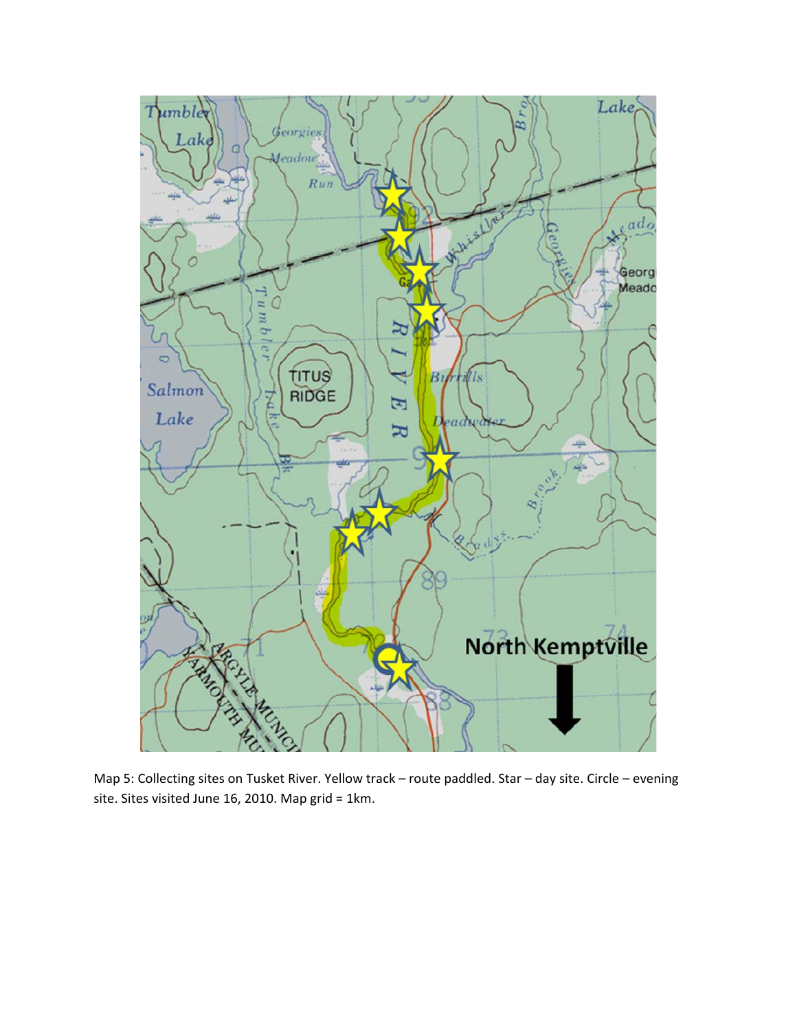Map 5: Collecting sites on Tusket River. Yellow track – route paddled. Star – day site. Circle – evening site. Sites visited June 16, 2010. Map grid = 1km.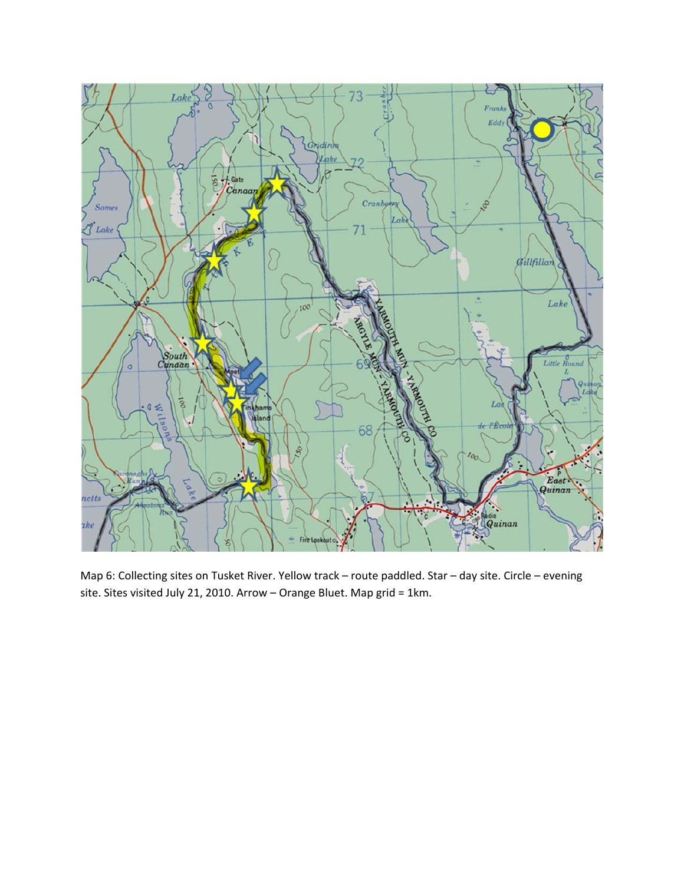Map 6: Collecting sites on Tusket River. Yellow track – route paddled. Star – day site. Circle – evening site. Sites visited July 21, 2010. Arrow – Orange Bluet. Map grid = 1km.